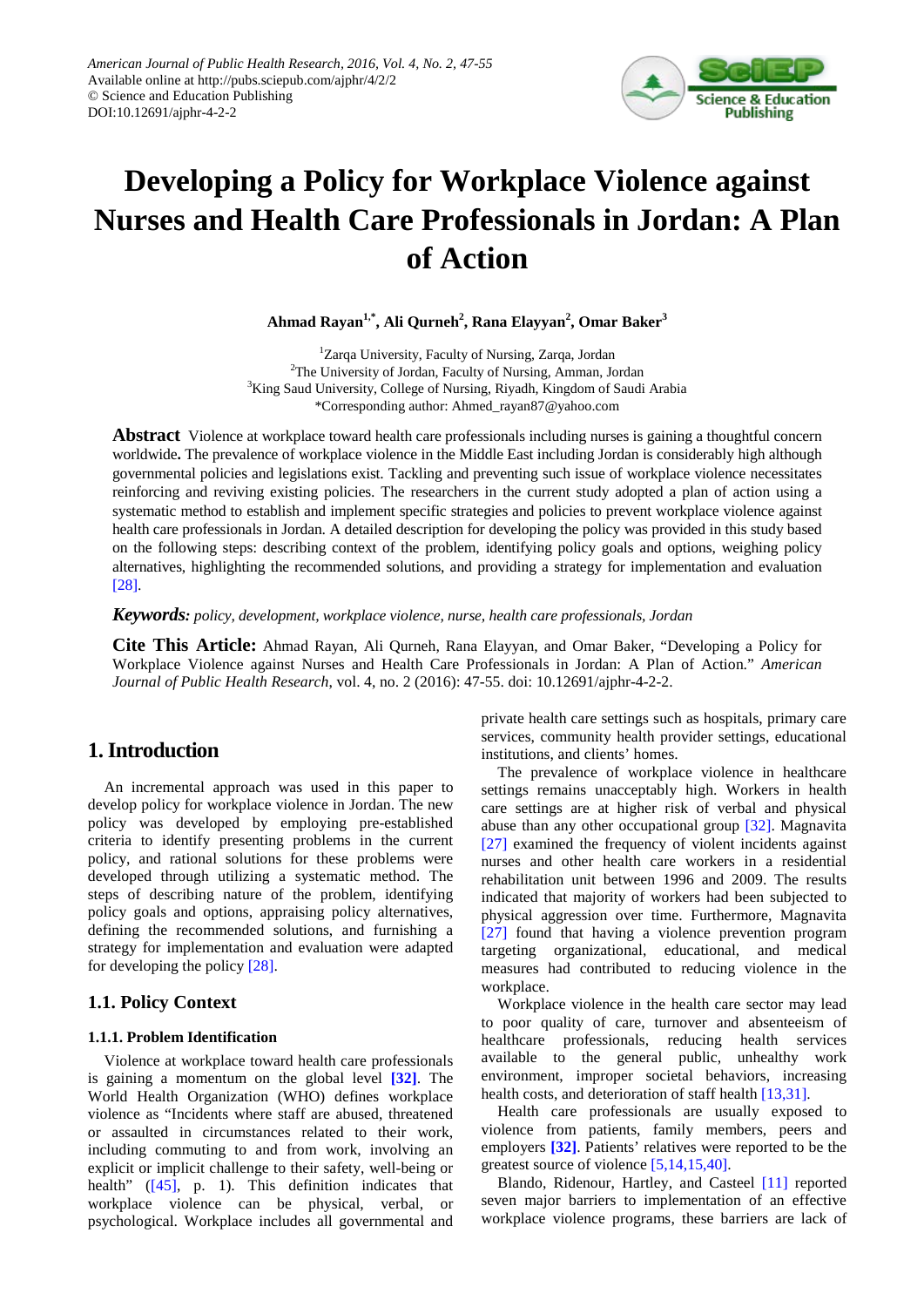American Journal of Public Health Research, 2016, Vol. 4, No. 2, 47-55
Available online at http://pubs.sciepub.com/ajphr/4/2/2
© Science and Education Publishing
DOI:10.12691/ajphr-4-2-2

# Developing a Policy for Workplace Violence against Nurses and Health Care Professionals in Jordan: A Plan of Action

**Ahmad Rayan[1,*], Ali Qurneh[2], Rana Elayyan[2], Omar Baker[3]**

[1]Zarqa University, Faculty of Nursing, Zarqa, Jordan
[2]The University of Jordan, Faculty of Nursing, Amman, Jordan
[3]King Saud University, College of Nursing, Riyadh, Kingdom of Saudi Arabia
*Corresponding author: Ahmed_rayan87@yahoo.com

**Abstract** Violence at workplace toward health care professionals including nurses is gaining a thoughtful concern worldwide**.** The prevalence of workplace violence in the Middle East including Jordan is considerably high although governmental policies and legislations exist. Tackling and preventing such issue of workplace violence necessitates reinforcing and reviving existing policies. The researchers in the current study adopted a plan of action using a systematic method to establish and implement specific strategies and policies to prevent workplace violence against health care professionals in Jordan. A detailed description for developing the policy was provided in this study based on the following steps: describing context of the problem, identifying policy goals and options, weighing policy alternatives, highlighting the recommended solutions, and providing a strategy for implementation and evaluation [28].

***Keywords:*** *policy, development, workplace violence, nurse, health care professionals, Jordan*

**Cite This Article:** Ahmad Rayan, Ali Qurneh, Rana Elayyan, and Omar Baker, "Developing a Policy for Workplace Violence against Nurses and Health Care Professionals in Jordan: A Plan of Action." *American Journal of Public Health Research*, vol. 4, no. 2 (2016): 47-55. doi: 10.12691/ajphr-4-2-2.

## 1. Introduction

An incremental approach was used in this paper to develop policy for workplace violence in Jordan. The new policy was developed by employing pre-established criteria to identify presenting problems in the current policy, and rational solutions for these problems were developed through utilizing a systematic method. The steps of describing nature of the problem, identifying policy goals and options, appraising policy alternatives, defining the recommended solutions, and furnishing a strategy for implementation and evaluation were adapted for developing the policy [28].

### 1.1. Policy Context

#### 1.1.1. Problem Identification

Violence at workplace toward health care professionals is gaining a momentum on the global level **[32]**. The World Health Organization (WHO) defines workplace violence as "Incidents where staff are abused, threatened or assaulted in circumstances related to their work, including commuting to and from work, involving an explicit or implicit challenge to their safety, well-being or health" ([45], p. 1). This definition indicates that workplace violence can be physical, verbal, or psychological. Workplace includes all governmental and private health care settings such as hospitals, primary care services, community health provider settings, educational institutions, and clients' homes.

The prevalence of workplace violence in healthcare settings remains unacceptably high. Workers in health care settings are at higher risk of verbal and physical abuse than any other occupational group [32]. Magnavita [27] examined the frequency of violent incidents against nurses and other health care workers in a residential rehabilitation unit between 1996 and 2009. The results indicated that majority of workers had been subjected to physical aggression over time. Furthermore, Magnavita [27] found that having a violence prevention program targeting organizational, educational, and medical measures had contributed to reducing violence in the workplace.

Workplace violence in the health care sector may lead to poor quality of care, turnover and absenteeism of healthcare professionals, reducing health services available to the general public, unhealthy work environment, improper societal behaviors, increasing health costs, and deterioration of staff health [13,31].

Health care professionals are usually exposed to violence from patients, family members, peers and employers **[32]**. Patients' relatives were reported to be the greatest source of violence [5,14,15,40].

Blando, Ridenour, Hartley, and Casteel [11] reported seven major barriers to implementation of an effective workplace violence programs, these barriers are lack of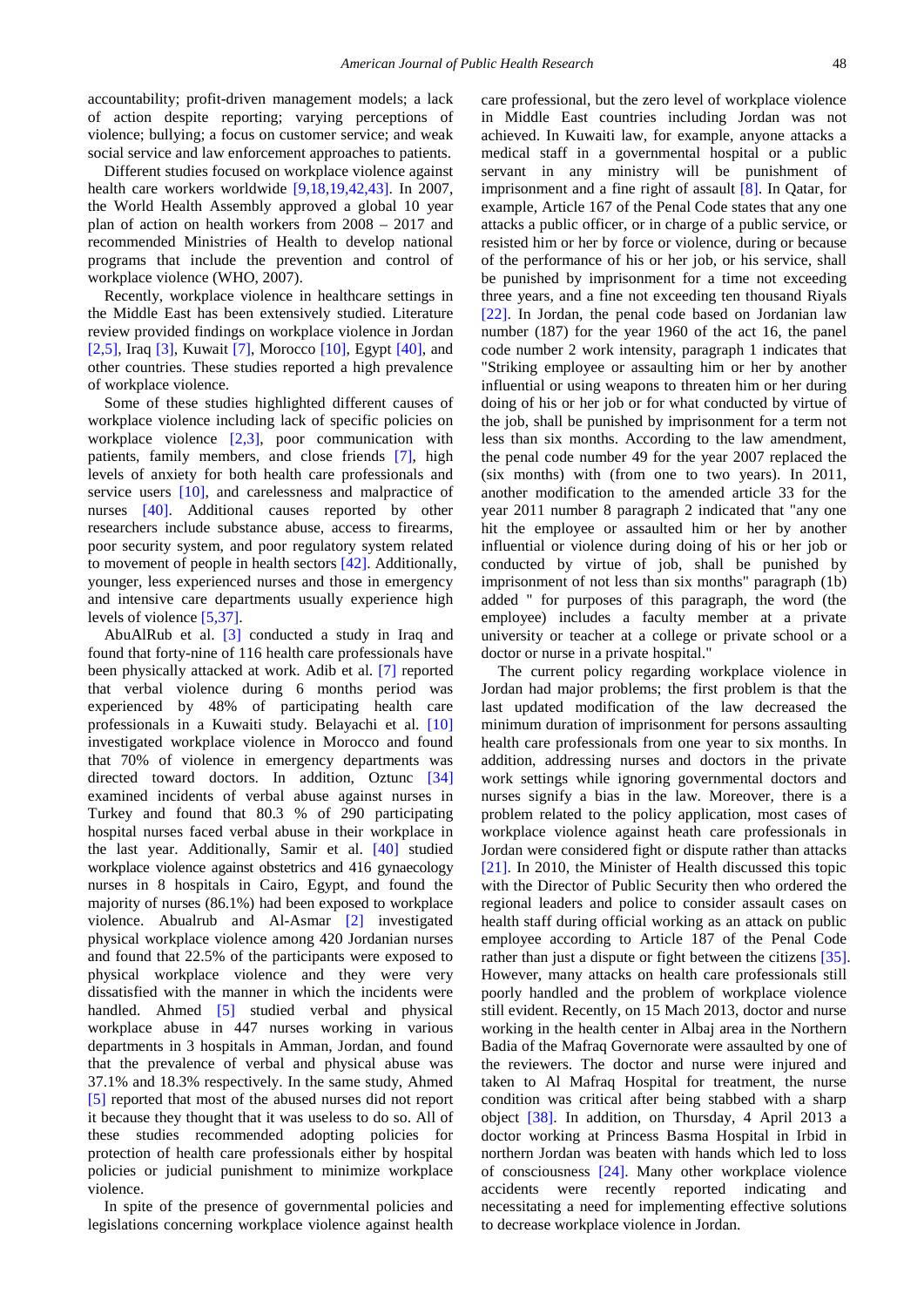accountability; profit-driven management models; a lack of action despite reporting; varying perceptions of violence; bullying; a focus on customer service; and weak social service and law enforcement approaches to patients.

Different studies focused on workplace violence against health care workers worldwide [9,18,19,42,43]. In 2007, the World Health Assembly approved a global 10 year plan of action on health workers from 2008 – 2017 and recommended Ministries of Health to develop national programs that include the prevention and control of workplace violence (WHO, 2007).

Recently, workplace violence in healthcare settings in the Middle East has been extensively studied. Literature review provided findings on workplace violence in Jordan [2,5], Iraq [3], Kuwait [7], Morocco [10], Egypt [40], and other countries. These studies reported a high prevalence of workplace violence.

Some of these studies highlighted different causes of workplace violence including lack of specific policies on workplace violence [2,3], poor communication with patients, family members, and close friends [7], high levels of anxiety for both health care professionals and service users [10], and carelessness and malpractice of nurses [40]. Additional causes reported by other researchers include substance abuse, access to firearms, poor security system, and poor regulatory system related to movement of people in health sectors [42]. Additionally, younger, less experienced nurses and those in emergency and intensive care departments usually experience high levels of violence [5,37].

AbuAlRub et al. [3] conducted a study in Iraq and found that forty-nine of 116 health care professionals have been physically attacked at work. Adib et al. [7] reported that verbal violence during 6 months period was experienced by 48% of participating health care professionals in a Kuwaiti study. Belayachi et al. [10] investigated workplace violence in Morocco and found that 70% of violence in emergency departments was directed toward doctors. In addition, Oztunc [34] examined incidents of verbal abuse against nurses in Turkey and found that 80.3 % of 290 participating hospital nurses faced verbal abuse in their workplace in the last year. Additionally, Samir et al. [40] studied workplace violence against obstetrics and 416 gynaecology nurses in 8 hospitals in Cairo, Egypt, and found the majority of nurses (86.1%) had been exposed to workplace violence. Abualrub and Al-Asmar [2] investigated physical workplace violence among 420 Jordanian nurses and found that 22.5% of the participants were exposed to physical workplace violence and they were very dissatisfied with the manner in which the incidents were handled. Ahmed [5] studied verbal and physical workplace abuse in 447 nurses working in various departments in 3 hospitals in Amman, Jordan, and found that the prevalence of verbal and physical abuse was 37.1% and 18.3% respectively. In the same study, Ahmed [5] reported that most of the abused nurses did not report it because they thought that it was useless to do so. All of these studies recommended adopting policies for protection of health care professionals either by hospital policies or judicial punishment to minimize workplace violence.

In spite of the presence of governmental policies and legislations concerning workplace violence against health care professional, but the zero level of workplace violence in Middle East countries including Jordan was not achieved. In Kuwaiti law, for example, anyone attacks a medical staff in a governmental hospital or a public servant in any ministry will be punishment of imprisonment and a fine right of assault [8]. In Qatar, for example, Article 167 of the Penal Code states that any one attacks a public officer, or in charge of a public service, or resisted him or her by force or violence, during or because of the performance of his or her job, or his service, shall be punished by imprisonment for a time not exceeding three years, and a fine not exceeding ten thousand Riyals [22]. In Jordan, the penal code based on Jordanian law number (187) for the year 1960 of the act 16, the panel code number 2 work intensity, paragraph 1 indicates that "Striking employee or assaulting him or her by another influential or using weapons to threaten him or her during doing of his or her job or for what conducted by virtue of the job, shall be punished by imprisonment for a term not less than six months. According to the law amendment, the penal code number 49 for the year 2007 replaced the (six months) with (from one to two years). In 2011, another modification to the amended article 33 for the year 2011 number 8 paragraph 2 indicated that "any one hit the employee or assaulted him or her by another influential or violence during doing of his or her job or conducted by virtue of job, shall be punished by imprisonment of not less than six months" paragraph (1b) added " for purposes of this paragraph, the word (the employee) includes a faculty member at a private university or teacher at a college or private school or a doctor or nurse in a private hospital."

The current policy regarding workplace violence in Jordan had major problems; the first problem is that the last updated modification of the law decreased the minimum duration of imprisonment for persons assaulting health care professionals from one year to six months. In addition, addressing nurses and doctors in the private work settings while ignoring governmental doctors and nurses signify a bias in the law. Moreover, there is a problem related to the policy application, most cases of workplace violence against heath care professionals in Jordan were considered fight or dispute rather than attacks [21]. In 2010, the Minister of Health discussed this topic with the Director of Public Security then who ordered the regional leaders and police to consider assault cases on health staff during official working as an attack on public employee according to Article 187 of the Penal Code rather than just a dispute or fight between the citizens [35]. However, many attacks on health care professionals still poorly handled and the problem of workplace violence still evident. Recently, on 15 Mach 2013, doctor and nurse working in the health center in Albaj area in the Northern Badia of the Mafraq Governorate were assaulted by one of the reviewers. The doctor and nurse were injured and taken to Al Mafraq Hospital for treatment, the nurse condition was critical after being stabbed with a sharp object [38]. In addition, on Thursday, 4 April 2013 a doctor working at Princess Basma Hospital in Irbid in northern Jordan was beaten with hands which led to loss of consciousness [24]. Many other workplace violence accidents were recently reported indicating and necessitating a need for implementing effective solutions to decrease workplace violence in Jordan.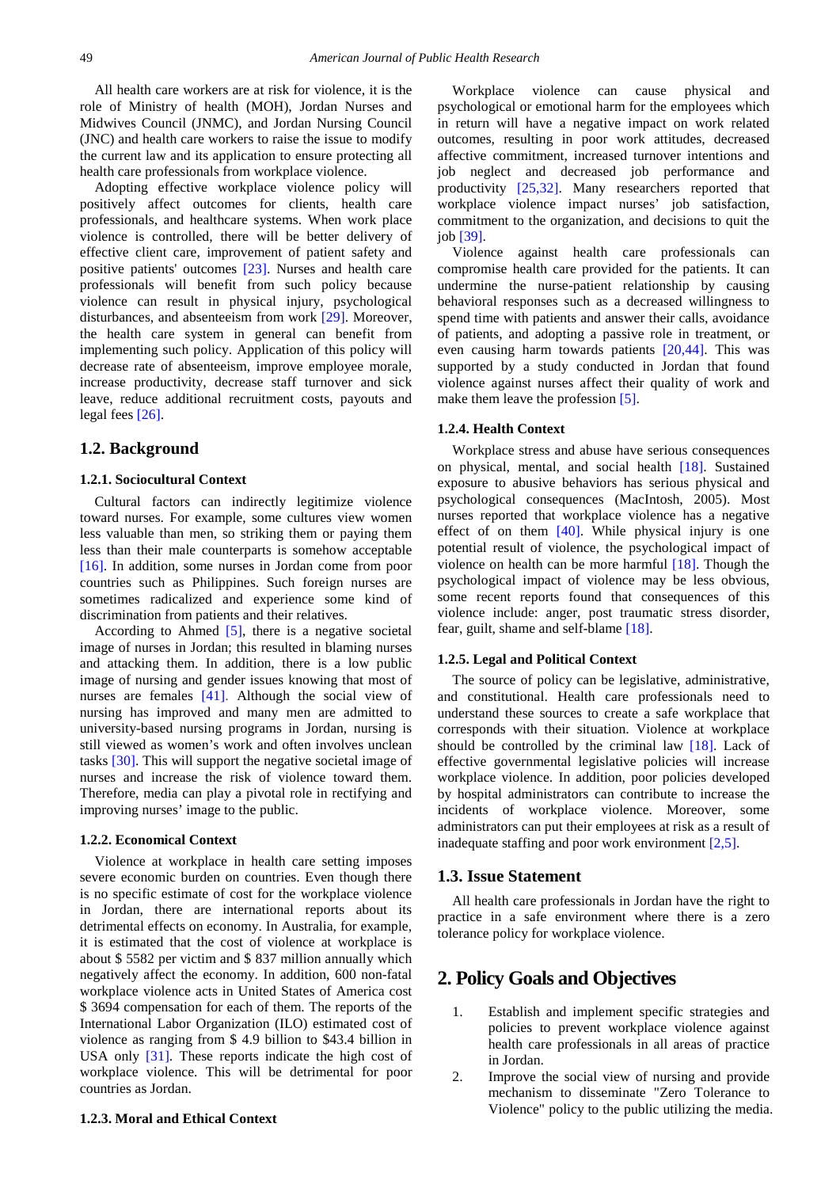All health care workers are at risk for violence, it is the role of Ministry of health (MOH), Jordan Nurses and Midwives Council (JNMC), and Jordan Nursing Council (JNC) and health care workers to raise the issue to modify the current law and its application to ensure protecting all health care professionals from workplace violence.

Adopting effective workplace violence policy will positively affect outcomes for clients, health care professionals, and healthcare systems. When work place violence is controlled, there will be better delivery of effective client care, improvement of patient safety and positive patients' outcomes [23]. Nurses and health care professionals will benefit from such policy because violence can result in physical injury, psychological disturbances, and absenteeism from work [29]. Moreover, the health care system in general can benefit from implementing such policy. Application of this policy will decrease rate of absenteeism, improve employee morale, increase productivity, decrease staff turnover and sick leave, reduce additional recruitment costs, payouts and legal fees [26].

## 1.2. Background

### 1.2.1. Sociocultural Context

Cultural factors can indirectly legitimize violence toward nurses. For example, some cultures view women less valuable than men, so striking them or paying them less than their male counterparts is somehow acceptable [16]. In addition, some nurses in Jordan come from poor countries such as Philippines. Such foreign nurses are sometimes radicalized and experience some kind of discrimination from patients and their relatives.

According to Ahmed [5], there is a negative societal image of nurses in Jordan; this resulted in blaming nurses and attacking them. In addition, there is a low public image of nursing and gender issues knowing that most of nurses are females [41]. Although the social view of nursing has improved and many men are admitted to university-based nursing programs in Jordan, nursing is still viewed as women's work and often involves unclean tasks [30]. This will support the negative societal image of nurses and increase the risk of violence toward them. Therefore, media can play a pivotal role in rectifying and improving nurses' image to the public.

### 1.2.2. Economical Context

Violence at workplace in health care setting imposes severe economic burden on countries. Even though there is no specific estimate of cost for the workplace violence in Jordan, there are international reports about its detrimental effects on economy. In Australia, for example, it is estimated that the cost of violence at workplace is about $ 5582 per victim and $ 837 million annually which negatively affect the economy. In addition, 600 non-fatal workplace violence acts in United States of America cost $ 3694 compensation for each of them. The reports of the International Labor Organization (ILO) estimated cost of violence as ranging from $ 4.9 billion to $43.4 billion in USA only [31]. These reports indicate the high cost of workplace violence. This will be detrimental for poor countries as Jordan.

### 1.2.3. Moral and Ethical Context

Workplace violence can cause physical and psychological or emotional harm for the employees which in return will have a negative impact on work related outcomes, resulting in poor work attitudes, decreased affective commitment, increased turnover intentions and job neglect and decreased job performance and productivity [25,32]. Many researchers reported that workplace violence impact nurses' job satisfaction, commitment to the organization, and decisions to quit the job [39].

Violence against health care professionals can compromise health care provided for the patients. It can undermine the nurse-patient relationship by causing behavioral responses such as a decreased willingness to spend time with patients and answer their calls, avoidance of patients, and adopting a passive role in treatment, or even causing harm towards patients [20,44]. This was supported by a study conducted in Jordan that found violence against nurses affect their quality of work and make them leave the profession [5].

### 1.2.4. Health Context

Workplace stress and abuse have serious consequences on physical, mental, and social health [18]. Sustained exposure to abusive behaviors has serious physical and psychological consequences (MacIntosh, 2005). Most nurses reported that workplace violence has a negative effect of on them [40]. While physical injury is one potential result of violence, the psychological impact of violence on health can be more harmful [18]. Though the psychological impact of violence may be less obvious, some recent reports found that consequences of this violence include: anger, post traumatic stress disorder, fear, guilt, shame and self-blame [18].

### 1.2.5. Legal and Political Context

The source of policy can be legislative, administrative, and constitutional. Health care professionals need to understand these sources to create a safe workplace that corresponds with their situation. Violence at workplace should be controlled by the criminal law [18]. Lack of effective governmental legislative policies will increase workplace violence. In addition, poor policies developed by hospital administrators can contribute to increase the incidents of workplace violence. Moreover, some administrators can put their employees at risk as a result of inadequate staffing and poor work environment [2,5].

## 1.3. Issue Statement

All health care professionals in Jordan have the right to practice in a safe environment where there is a zero tolerance policy for workplace violence.

# 2. Policy Goals and Objectives

1. Establish and implement specific strategies and policies to prevent workplace violence against health care professionals in all areas of practice in Jordan.
2. Improve the social view of nursing and provide mechanism to disseminate "Zero Tolerance to Violence" policy to the public utilizing the media.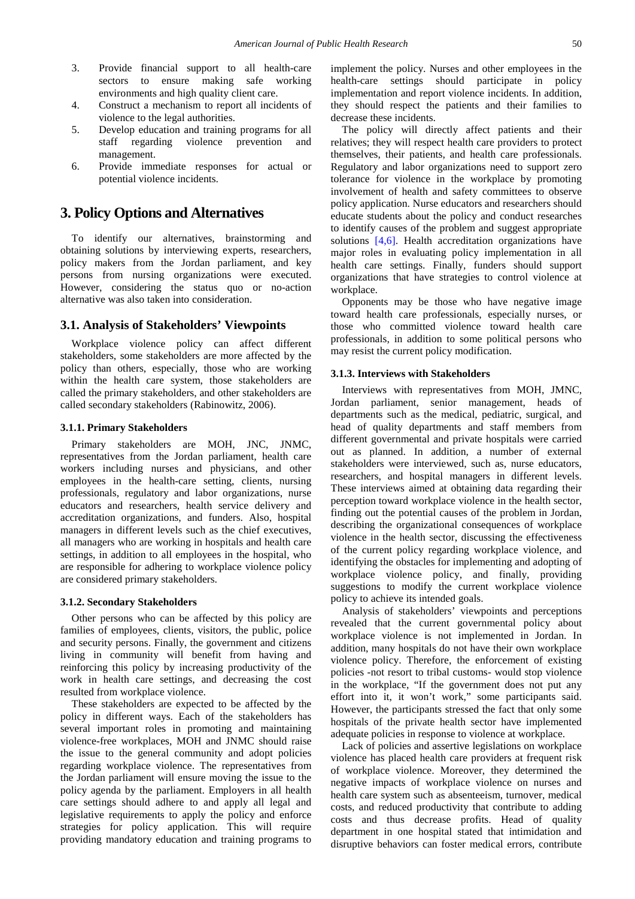3. Provide financial support to all health-care sectors to ensure making safe working environments and high quality client care.
4. Construct a mechanism to report all incidents of violence to the legal authorities.
5. Develop education and training programs for all staff regarding violence prevention and management.
6. Provide immediate responses for actual or potential violence incidents.

## 3. Policy Options and Alternatives

To identify our alternatives, brainstorming and obtaining solutions by interviewing experts, researchers, policy makers from the Jordan parliament, and key persons from nursing organizations were executed. However, considering the status quo or no-action alternative was also taken into consideration.

### 3.1. Analysis of Stakeholders' Viewpoints

Workplace violence policy can affect different stakeholders, some stakeholders are more affected by the policy than others, especially, those who are working within the health care system, those stakeholders are called the primary stakeholders, and other stakeholders are called secondary stakeholders (Rabinowitz, 2006).

#### 3.1.1. Primary Stakeholders

Primary stakeholders are MOH, JNC, JNMC, representatives from the Jordan parliament, health care workers including nurses and physicians, and other employees in the health-care setting, clients, nursing professionals, regulatory and labor organizations, nurse educators and researchers, health service delivery and accreditation organizations, and funders. Also, hospital managers in different levels such as the chief executives, all managers who are working in hospitals and health care settings, in addition to all employees in the hospital, who are responsible for adhering to workplace violence policy are considered primary stakeholders.

#### 3.1.2. Secondary Stakeholders

Other persons who can be affected by this policy are families of employees, clients, visitors, the public, police and security persons. Finally, the government and citizens living in community will benefit from having and reinforcing this policy by increasing productivity of the work in health care settings, and decreasing the cost resulted from workplace violence.

These stakeholders are expected to be affected by the policy in different ways. Each of the stakeholders has several important roles in promoting and maintaining violence-free workplaces, MOH and JNMC should raise the issue to the general community and adopt policies regarding workplace violence. The representatives from the Jordan parliament will ensure moving the issue to the policy agenda by the parliament. Employers in all health care settings should adhere to and apply all legal and legislative requirements to apply the policy and enforce strategies for policy application. This will require providing mandatory education and training programs to implement the policy. Nurses and other employees in the health-care settings should participate in policy implementation and report violence incidents. In addition, they should respect the patients and their families to decrease these incidents.

The policy will directly affect patients and their relatives; they will respect health care providers to protect themselves, their patients, and health care professionals. Regulatory and labor organizations need to support zero tolerance for violence in the workplace by promoting involvement of health and safety committees to observe policy application. Nurse educators and researchers should educate students about the policy and conduct researches to identify causes of the problem and suggest appropriate solutions [4,6]. Health accreditation organizations have major roles in evaluating policy implementation in all health care settings. Finally, funders should support organizations that have strategies to control violence at workplace.

Opponents may be those who have negative image toward health care professionals, especially nurses, or those who committed violence toward health care professionals, in addition to some political persons who may resist the current policy modification.

#### 3.1.3. Interviews with Stakeholders

Interviews with representatives from MOH, JMNC, Jordan parliament, senior management, heads of departments such as the medical, pediatric, surgical, and head of quality departments and staff members from different governmental and private hospitals were carried out as planned. In addition, a number of external stakeholders were interviewed, such as, nurse educators, researchers, and hospital managers in different levels. These interviews aimed at obtaining data regarding their perception toward workplace violence in the health sector, finding out the potential causes of the problem in Jordan, describing the organizational consequences of workplace violence in the health sector, discussing the effectiveness of the current policy regarding workplace violence, and identifying the obstacles for implementing and adopting of workplace violence policy, and finally, providing suggestions to modify the current workplace violence policy to achieve its intended goals.

Analysis of stakeholders' viewpoints and perceptions revealed that the current governmental policy about workplace violence is not implemented in Jordan. In addition, many hospitals do not have their own workplace violence policy. Therefore, the enforcement of existing policies -not resort to tribal customs- would stop violence in the workplace, "If the government does not put any effort into it, it won't work," some participants said. However, the participants stressed the fact that only some hospitals of the private health sector have implemented adequate policies in response to violence at workplace.

Lack of policies and assertive legislations on workplace violence has placed health care providers at frequent risk of workplace violence. Moreover, they determined the negative impacts of workplace violence on nurses and health care system such as absenteeism, turnover, medical costs, and reduced productivity that contribute to adding costs and thus decrease profits. Head of quality department in one hospital stated that intimidation and disruptive behaviors can foster medical errors, contribute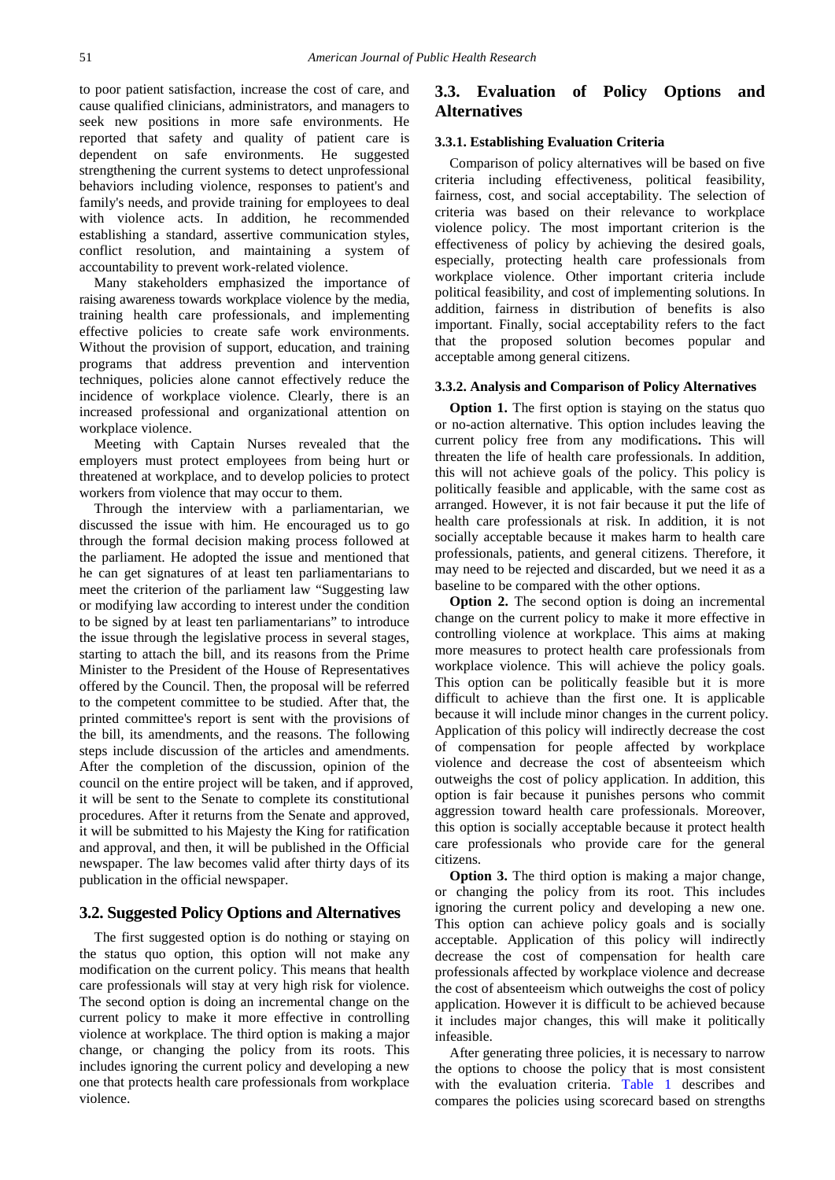to poor patient satisfaction, increase the cost of care, and cause qualified clinicians, administrators, and managers to seek new positions in more safe environments. He reported that safety and quality of patient care is dependent on safe environments. He suggested strengthening the current systems to detect unprofessional behaviors including violence, responses to patient's and family's needs, and provide training for employees to deal with violence acts. In addition, he recommended establishing a standard, assertive communication styles, conflict resolution, and maintaining a system of accountability to prevent work-related violence.

Many stakeholders emphasized the importance of raising awareness towards workplace violence by the media, training health care professionals, and implementing effective policies to create safe work environments. Without the provision of support, education, and training programs that address prevention and intervention techniques, policies alone cannot effectively reduce the incidence of workplace violence. Clearly, there is an increased professional and organizational attention on workplace violence.

Meeting with Captain Nurses revealed that the employers must protect employees from being hurt or threatened at workplace, and to develop policies to protect workers from violence that may occur to them.

Through the interview with a parliamentarian, we discussed the issue with him. He encouraged us to go through the formal decision making process followed at the parliament. He adopted the issue and mentioned that he can get signatures of at least ten parliamentarians to meet the criterion of the parliament law "Suggesting law or modifying law according to interest under the condition to be signed by at least ten parliamentarians" to introduce the issue through the legislative process in several stages, starting to attach the bill, and its reasons from the Prime Minister to the President of the House of Representatives offered by the Council. Then, the proposal will be referred to the competent committee to be studied. After that, the printed committee's report is sent with the provisions of the bill, its amendments, and the reasons. The following steps include discussion of the articles and amendments. After the completion of the discussion, opinion of the council on the entire project will be taken, and if approved, it will be sent to the Senate to complete its constitutional procedures. After it returns from the Senate and approved, it will be submitted to his Majesty the King for ratification and approval, and then, it will be published in the Official newspaper. The law becomes valid after thirty days of its publication in the official newspaper.

## 3.2. Suggested Policy Options and Alternatives

The first suggested option is do nothing or staying on the status quo option, this option will not make any modification on the current policy. This means that health care professionals will stay at very high risk for violence. The second option is doing an incremental change on the current policy to make it more effective in controlling violence at workplace. The third option is making a major change, or changing the policy from its roots. This includes ignoring the current policy and developing a new one that protects health care professionals from workplace violence.

## 3.3. Evaluation of Policy Options and Alternatives

### 3.3.1. Establishing Evaluation Criteria

Comparison of policy alternatives will be based on five criteria including effectiveness, political feasibility, fairness, cost, and social acceptability. The selection of criteria was based on their relevance to workplace violence policy. The most important criterion is the effectiveness of policy by achieving the desired goals, especially, protecting health care professionals from workplace violence. Other important criteria include political feasibility, and cost of implementing solutions. In addition, fairness in distribution of benefits is also important. Finally, social acceptability refers to the fact that the proposed solution becomes popular and acceptable among general citizens.

### 3.3.2. Analysis and Comparison of Policy Alternatives

**Option 1.** The first option is staying on the status quo or no-action alternative. This option includes leaving the current policy free from any modifications**.** This will threaten the life of health care professionals. In addition, this will not achieve goals of the policy. This policy is politically feasible and applicable, with the same cost as arranged. However, it is not fair because it put the life of health care professionals at risk. In addition, it is not socially acceptable because it makes harm to health care professionals, patients, and general citizens. Therefore, it may need to be rejected and discarded, but we need it as a baseline to be compared with the other options.

**Option 2.** The second option is doing an incremental change on the current policy to make it more effective in controlling violence at workplace. This aims at making more measures to protect health care professionals from workplace violence. This will achieve the policy goals. This option can be politically feasible but it is more difficult to achieve than the first one. It is applicable because it will include minor changes in the current policy. Application of this policy will indirectly decrease the cost of compensation for people affected by workplace violence and decrease the cost of absenteeism which outweighs the cost of policy application. In addition, this option is fair because it punishes persons who commit aggression toward health care professionals. Moreover, this option is socially acceptable because it protect health care professionals who provide care for the general citizens.

**Option 3.** The third option is making a major change, or changing the policy from its root. This includes ignoring the current policy and developing a new one. This option can achieve policy goals and is socially acceptable. Application of this policy will indirectly decrease the cost of compensation for health care professionals affected by workplace violence and decrease the cost of absenteeism which outweighs the cost of policy application. However it is difficult to be achieved because it includes major changes, this will make it politically infeasible.

After generating three policies, it is necessary to narrow the options to choose the policy that is most consistent with the evaluation criteria. Table 1 describes and compares the policies using scorecard based on strengths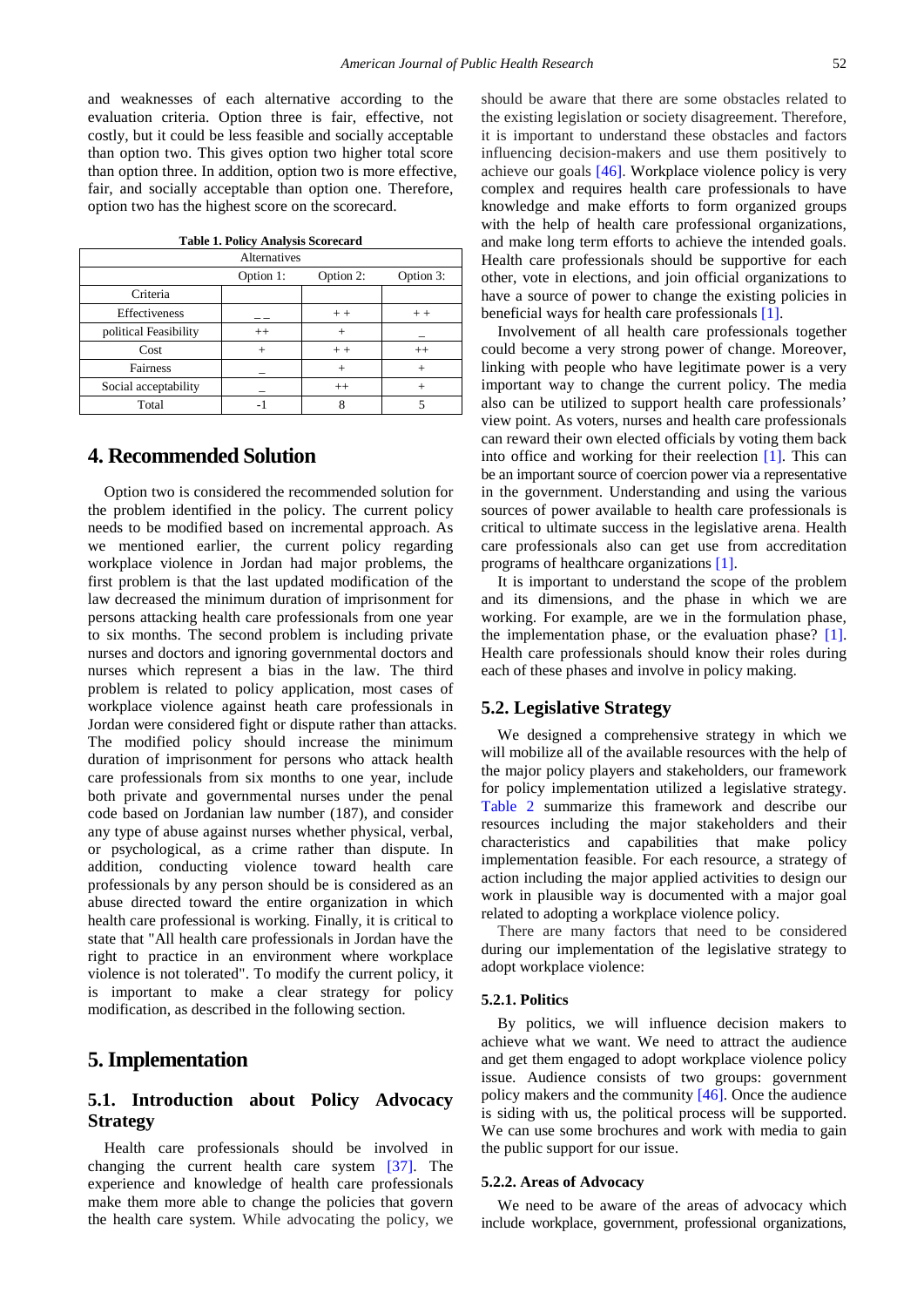and weaknesses of each alternative according to the evaluation criteria. Option three is fair, effective, not costly, but it could be less feasible and socially acceptable than option two. This gives option two higher total score than option three. In addition, option two is more effective, fair, and socially acceptable than option one. Therefore, option two has the highest score on the scorecard.

**Table 1. Policy Analysis Scorecard**

| | Alternatives | | |
|---|---|---|---|
| | Option 1: | Option 2: | Option 3: |
| Criteria | | | |
| Effectiveness | _ _ | + + | + + |
| political Feasibility | ++ | + | _ |
| Cost | + | + + | ++ |
| Fairness | _ | + | + |
| Social acceptability | _ | ++ | + |
| Total | -1 | 8 | 5 |

## 4. Recommended Solution

Option two is considered the recommended solution for the problem identified in the policy. The current policy needs to be modified based on incremental approach. As we mentioned earlier, the current policy regarding workplace violence in Jordan had major problems, the first problem is that the last updated modification of the law decreased the minimum duration of imprisonment for persons attacking health care professionals from one year to six months. The second problem is including private nurses and doctors and ignoring governmental doctors and nurses which represent a bias in the law. The third problem is related to policy application, most cases of workplace violence against heath care professionals in Jordan were considered fight or dispute rather than attacks. The modified policy should increase the minimum duration of imprisonment for persons who attack health care professionals from six months to one year, include both private and governmental nurses under the penal code based on Jordanian law number (187), and consider any type of abuse against nurses whether physical, verbal, or psychological, as a crime rather than dispute. In addition, conducting violence toward health care professionals by any person should be is considered as an abuse directed toward the entire organization in which health care professional is working. Finally, it is critical to state that "All health care professionals in Jordan have the right to practice in an environment where workplace violence is not tolerated". To modify the current policy, it is important to make a clear strategy for policy modification, as described in the following section.

## 5. Implementation

### 5.1. Introduction about Policy Advocacy Strategy

Health care professionals should be involved in changing the current health care system [37]. The experience and knowledge of health care professionals make them more able to change the policies that govern the health care system. While advocating the policy, we should be aware that there are some obstacles related to the existing legislation or society disagreement. Therefore, it is important to understand these obstacles and factors influencing decision-makers and use them positively to achieve our goals [46]. Workplace violence policy is very complex and requires health care professionals to have knowledge and make efforts to form organized groups with the help of health care professional organizations, and make long term efforts to achieve the intended goals. Health care professionals should be supportive for each other, vote in elections, and join official organizations to have a source of power to change the existing policies in beneficial ways for health care professionals [1].

Involvement of all health care professionals together could become a very strong power of change. Moreover, linking with people who have legitimate power is a very important way to change the current policy. The media also can be utilized to support health care professionals' view point. As voters, nurses and health care professionals can reward their own elected officials by voting them back into office and working for their reelection [1]. This can be an important source of coercion power via a representative in the government. Understanding and using the various sources of power available to health care professionals is critical to ultimate success in the legislative arena. Health care professionals also can get use from accreditation programs of healthcare organizations [1].

It is important to understand the scope of the problem and its dimensions, and the phase in which we are working. For example, are we in the formulation phase, the implementation phase, or the evaluation phase? [1]. Health care professionals should know their roles during each of these phases and involve in policy making.

### 5.2. Legislative Strategy

We designed a comprehensive strategy in which we will mobilize all of the available resources with the help of the major policy players and stakeholders, our framework for policy implementation utilized a legislative strategy. Table 2 summarize this framework and describe our resources including the major stakeholders and their characteristics and capabilities that make policy implementation feasible. For each resource, a strategy of action including the major applied activities to design our work in plausible way is documented with a major goal related to adopting a workplace violence policy.

There are many factors that need to be considered during our implementation of the legislative strategy to adopt workplace violence:

#### 5.2.1. Politics

By politics, we will influence decision makers to achieve what we want. We need to attract the audience and get them engaged to adopt workplace violence policy issue. Audience consists of two groups: government policy makers and the community [46]. Once the audience is siding with us, the political process will be supported. We can use some brochures and work with media to gain the public support for our issue.

#### 5.2.2. Areas of Advocacy

We need to be aware of the areas of advocacy which include workplace, government, professional organizations,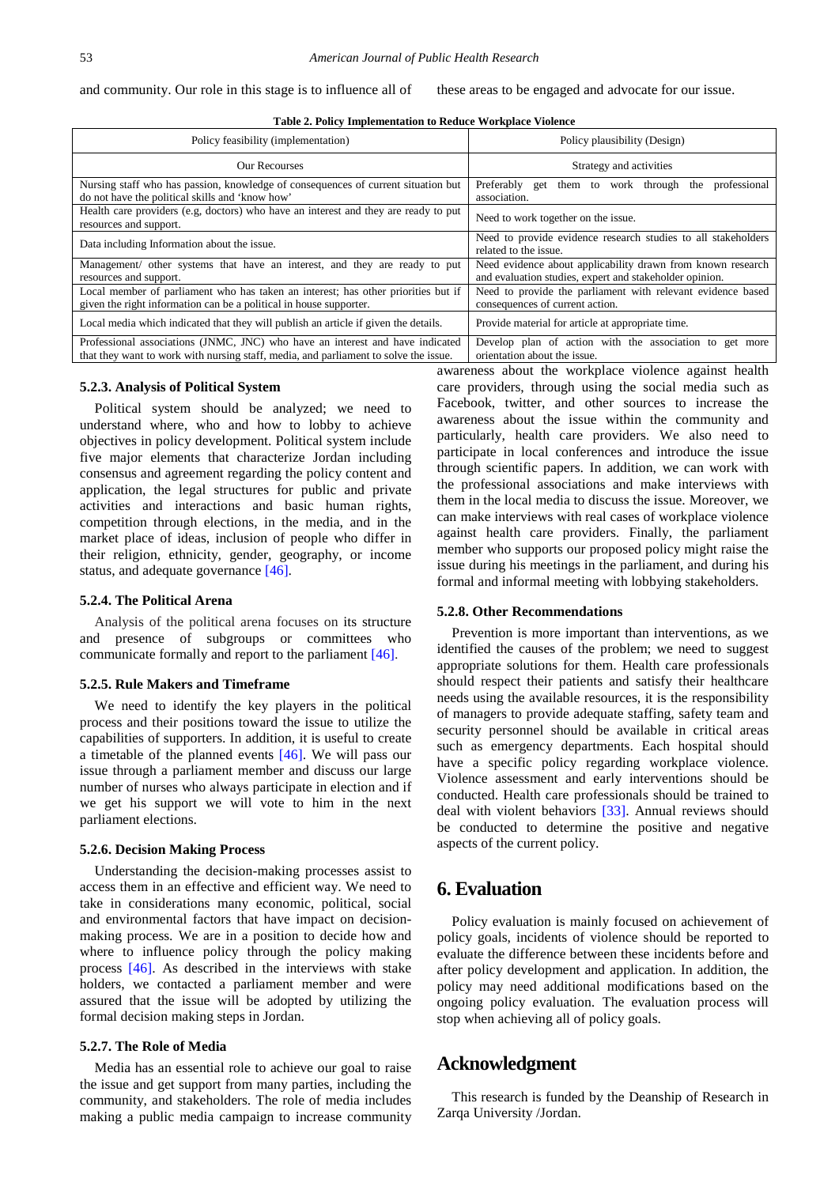and community. Our role in this stage is to influence all of these areas to be engaged and advocate for our issue.

**Table 2. Policy Implementation to Reduce Workplace Violence**

| Policy feasibility (implementation) | Policy plausibility (Design) |
|---|---|
| Our Recourses | Strategy and activities |
| Nursing staff who has passion, knowledge of consequences of current situation but do not have the political skills and 'know how' | Preferably get them to work through the professional association. |
| Health care providers (e.g, doctors) who have an interest and they are ready to put resources and support. | Need to work together on the issue. |
| Data including Information about the issue. | Need to provide evidence research studies to all stakeholders related to the issue. |
| Management/ other systems that have an interest, and they are ready to put resources and support. | Need evidence about applicability drawn from known research and evaluation studies, expert and stakeholder opinion. |
| Local member of parliament who has taken an interest; has other priorities but if given the right information can be a political in house supporter. | Need to provide the parliament with relevant evidence based consequences of current action. |
| Local media which indicated that they will publish an article if given the details. | Provide material for article at appropriate time. |
| Professional associations (JNMC, JNC) who have an interest and have indicated that they want to work with nursing staff, media, and parliament to solve the issue. | Develop plan of action with the association to get more orientation about the issue. |

#### 5.2.3. Analysis of Political System

Political system should be analyzed; we need to understand where, who and how to lobby to achieve objectives in policy development. Political system include five major elements that characterize Jordan including consensus and agreement regarding the policy content and application, the legal structures for public and private activities and interactions and basic human rights, competition through elections, in the media, and in the market place of ideas, inclusion of people who differ in their religion, ethnicity, gender, geography, or income status, and adequate governance [46].

#### 5.2.4. The Political Arena

Analysis of the political arena focuses on its structure and presence of subgroups or committees who communicate formally and report to the parliament [46].

#### 5.2.5. Rule Makers and Timeframe

We need to identify the key players in the political process and their positions toward the issue to utilize the capabilities of supporters. In addition, it is useful to create a timetable of the planned events [46]. We will pass our issue through a parliament member and discuss our large number of nurses who always participate in election and if we get his support we will vote to him in the next parliament elections.

#### 5.2.6. Decision Making Process

Understanding the decision-making processes assist to access them in an effective and efficient way. We need to take in considerations many economic, political, social and environmental factors that have impact on decision-making process. We are in a position to decide how and where to influence policy through the policy making process [46]. As described in the interviews with stake holders, we contacted a parliament member and were assured that the issue will be adopted by utilizing the formal decision making steps in Jordan.

#### 5.2.7. The Role of Media

Media has an essential role to achieve our goal to raise the issue and get support from many parties, including the community, and stakeholders. The role of media includes making a public media campaign to increase community awareness about the workplace violence against health care providers, through using the social media such as Facebook, twitter, and other sources to increase the awareness about the issue within the community and particularly, health care providers. We also need to participate in local conferences and introduce the issue through scientific papers. In addition, we can work with the professional associations and make interviews with them in the local media to discuss the issue. Moreover, we can make interviews with real cases of workplace violence against health care providers. Finally, the parliament member who supports our proposed policy might raise the issue during his meetings in the parliament, and during his formal and informal meeting with lobbying stakeholders.

#### 5.2.8. Other Recommendations

Prevention is more important than interventions, as we identified the causes of the problem; we need to suggest appropriate solutions for them. Health care professionals should respect their patients and satisfy their healthcare needs using the available resources, it is the responsibility of managers to provide adequate staffing, safety team and security personnel should be available in critical areas such as emergency departments. Each hospital should have a specific policy regarding workplace violence. Violence assessment and early interventions should be conducted. Health care professionals should be trained to deal with violent behaviors [33]. Annual reviews should be conducted to determine the positive and negative aspects of the current policy.

## 6. Evaluation

Policy evaluation is mainly focused on achievement of policy goals, incidents of violence should be reported to evaluate the difference between these incidents before and after policy development and application. In addition, the policy may need additional modifications based on the ongoing policy evaluation. The evaluation process will stop when achieving all of policy goals.

## Acknowledgment

This research is funded by the Deanship of Research in Zarqa University /Jordan.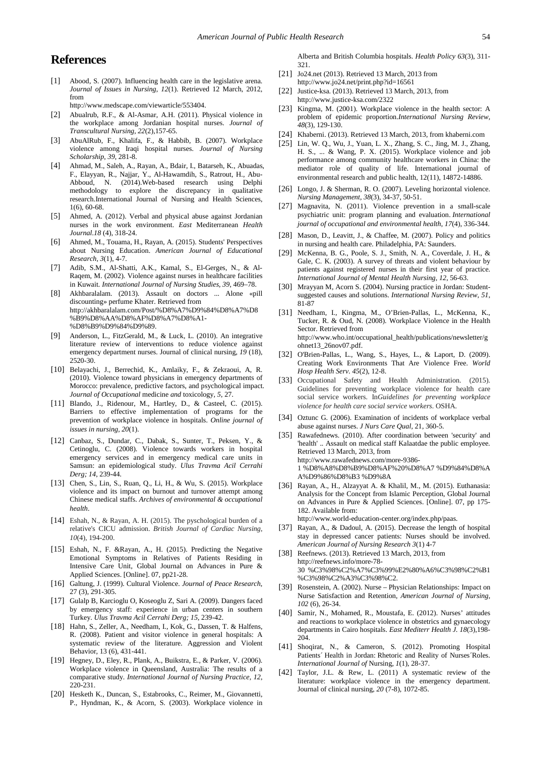# References

[1] Abood, S. (2007). Influencing health care in the legislative arena. *Journal of Issues in Nursing, 12*(1). Retrieved 12 March, 2012, from http://www.medscape.com/viewarticle/553404.

[2] Abualrub, R.F., & Al-Asmar, A.H. (2011). Physical violence in the workplace among Jordanian hospital nurses. *Journal of Transcultural Nursing, 22*(2),157-65.

[3] AbuAlRub, F., Khalifa, F., & Habbib, B. (2007). Workplace violence among Iraqi hospital nurses. *Journal of Nursing Scholarship, 39,* 281-8.

[4] Ahmad, M., Saleh, A., Rayan, A., Bdair, I., Batarseh, K., Abuadas, F., Elayyan, R., Najjar, Y., Al-Hawamdih, S., Ratrout, H., Abu-Abboud, N. (2014).Web-based research using Delphi methodology to explore the discrepancy in qualitative research.International Journal of Nursing and Health Sciences, 1(6), 60-68.

[5] Ahmed, A. (2012). Verbal and physical abuse against Jordanian nurses in the work environment. *East* Mediterranean *Health Journal.18* (4), 318-24.

[6] Ahmed, M., Touama, H., Rayan, A. (2015). Students' Perspectives about Nursing Education. *American Journal of Educational Research, 3*(1), 4-7.

[7] Adib, S.M., Al-Shatti, A.K., Kamal, S., El-Gerges, N., & Al-Raqem, M. (2002). Violence against nurses in healthcare facilities in Kuwait. *International Journal of Nursing Studies, 39*, 469–78.

[8] Akhbaralalam. (2013). Assault on doctors ... Alone «pill discounting» perfume Khater. Retrieved from http://akhbaralalam.com/Post/%D8%A7%D9%84%D8%A7%D8%B9%D8%AA%D8%AF%D8%A7%D8%A1-%D8%B9%D9%84%D9%89.

[9] Anderson, L., FitzGerald, M., & Luck, L. (2010). An integrative literature review of interventions to reduce violence against emergency department nurses. Journal of clinical nursing, *19* (18), 2520-30.

[10] Belayachi, J., Berrechid, K., Amlaiky, F., & Zekraoui, A, R. (2010). Violence toward physicians in emergency departments of Morocco: prevalence, predictive factors, and psychological impact. *Journal of Occupational* medicine *and* toxicology, *5*, 27.

[11] Blando, J., Ridenour, M., Hartley, D., & Casteel, C. (2015). Barriers to effective implementation of programs for the prevention of workplace violence in hospitals. *Online journal of issues in nursing, 20*(1).

[12] Canbaz, S., Dundar, C., Dabak, S., Sunter, T., Peksen, Y., & Cetinoglu, C. (2008). Violence towards workers in hospital emergency services and in emergency medical care units in Samsun: an epidemiological study. *Ulus Travma Acil Cerrahi Derg; 14*, 239-44.

[13] Chen, S., Lin, S., Ruan, Q., Li, H., & Wu, S. (2015). Workplace violence and its impact on burnout and turnover attempt among Chinese medical staffs. *Archives of environmental & occupational health*.

[14] Eshah, N., & Rayan, A. H. (2015). The pyschological burden of a relative's CICU admission. *British Journal of Cardiac Nursing, 10*(4), 194-200.

[15] Eshah, N., F. &Rayan, A., H. (2015). Predicting the Negative Emotional Symptoms in Relatives of Patients Residing in Intensive Care Unit, Global Journal on Advances in Pure & Applied Sciences. [Online]. 07, pp21-28.

[16] Galtung, J. (1999). Cultural Violence. *Journal of Peace Research,* 27 (3), 291-305.

[17] Gulalp B, Karcioglu O, Koseoglu Z, Sari A. (2009). Dangers faced by emergency staff: experience in urban centers in southern Turkey. *Ulus Travma Acil Cerrahi Derg; 15*, 239-42.

[18] Hahn, S., Zeller, A., Needham, I., Kok, G., Dassen, T. & Halfens, R. (2008). Patient and visitor violence in general hospitals: A systematic review of the literature. Aggression and Violent Behavior, 13 (6), 431-441.

[19] Hegney, D., Eley, R., Plank, A., Buikstra, E., & Parker, V. (2006). Workplace violence in Queensland, Australia: The results of a comparative study. *International Journal of Nursing Practice, 12*, 220-231.

[20] Hesketh K., Duncan, S., Estabrooks, C., Reimer, M., Giovannetti, P., Hyndman, K., & Acorn, S. (2003). Workplace violence in Alberta and British Columbia hospitals. *Health Policy 63*(3), 311-321.

[21] Jo24.net (2013). Retrieved 13 March, 2013 from http://www.jo24.net/print.php?id=16561

[22] Justice-ksa. (2013). Retrieved 13 March, 2013, from http://www.justice-ksa.com/2322

[23] Kingma, M. (2001). Workplace violence in the health sector: A problem of epidemic proportion.*International Nursing Review, 48*(3), 129-130.

[24] Khaberni. (2013). Retrieved 13 March, 2013, from khaberni.com

[25] Lin, W. Q., Wu, J., Yuan, L. X., Zhang, S. C., Jing, M. J., Zhang, H. S., ... & Wang, P. X. (2015). Workplace violence and job performance among community healthcare workers in China: the mediator role of quality of life. International journal of environmental research and public health, 12(11), 14872-14886.

[26] Longo, J. & Sherman, R. O. (2007). Leveling horizontal violence. *Nursing Management, 38*(3), 34-37, 50-51.

[27] Magnavita, N. (2011). Violence prevention in a small-scale psychiatric unit: program planning and evaluation. *International journal of occupational and environmental health, 17*(4), 336-344.

[28] Mason, D., Leavitt, J., & Chaffee, M. (2007). Policy and politics in nursing and health care. Philadelphia, PA: Saunders.

[29] McKenna, B. G., Poole, S. J., Smith, N. A., Coverdale, J. H., & Gale, C. K. (2003). A survey of threats and violent behaviour by patients against registered nurses in their first year of practice. *International Journal of Mental Health Nursing, 12*, 56-63.

[30] Mrayyan M, Acorn S. (2004). Nursing practice in Jordan: Student-suggested causes and solutions. *International Nursing Review, 51*, 81-87

[31] Needham, I., Kingma, M., O'Brien-Pallas, L., McKenna, K., Tucker, R. & Oud, N. (2008). Workplace Violence in the Health Sector. Retrieved from http://www.who.int/occupational_health/publications/newsletter/gohnet13_26nov07.pdf.

[32] O'Brien-Pallas, L., Wang, S., Hayes, L., & Laport, D. (2009). Creating Work Environments That Are Violence Free. *World Hosp Health Serv. 45*(2), 12-8.

[33] Occupational Safety and Health Administration. (2015). Guidelines for preventing workplace violence for health care social service workers. In*Guidelines for preventing workplace violence for health care social service workers*. OSHA.

[34] Oztunc G. (2006). Examination of incidents of workplace verbal abuse against nurses. *J Nurs Care Qual*, 21, 360-5.

[35] Rawafednews. (2010). After coordination between 'security' and 'health' .. Assault on medical staff Kalaatdae the public employee. Retrieved 13 March, 2013, from http://www.rawafednews.com/more-9386-1 %D8%A8%D8%B9%D8%AF%20%D8%A7 %D9%84%D8%AA%D9%86%D8%B3 %D9%8A

[36] Rayan, A., H., Alzayyat A. & Khalil, M., M. (2015). Euthanasia: Analysis for the Concept from Islamic Perception, Global Journal on Advances in Pure & Applied Sciences. [Online]. 07, pp 175-182. Available from: http://www.world-education-center.org/index.php/paas.

[37] Rayan, A., & Dadoul, A. (2015). Decrease the length of hospital stay in depressed cancer patients: Nurses should be involved. *American Journal of Nursing Research 3*(1) 4-7

[38] Reefnews. (2013). Retrieved 13 March, 2013, from http://reefnews.info/more-78-30 %C3%98%C2%A7%C3%99%E2%80%A6%C3%98%C2%B1 %C3%98%C2%A3%C3%98%C2.

[39] Rosenstein, A. (2002). Nurse – Physician Relationships: Impact on Nurse Satisfaction and Retention, *American Journal of Nursing, 102* (6), 26-34.

[40] Samir, N., Mohamed, R., Moustafa, E. (2012). Nurses' attitudes and reactions to workplace violence in obstetrics and gynaecology departments in Cairo hospitals. *East Mediterr Health J. 18*(3),198-204.

[41] Shoqirat, N., & Cameron, S. (2012). Promoting Hospital Patients´ Health in Jordan: Rhetoric and Reality of Nurses´Roles. *International Journal of* Nursing, *1*(1), 28-37.

[42] Taylor, J.L. & Rew, L. (2011) A systematic review of the literature: workplace violence in the emergency department. Journal of clinical nursing, *20* (7-8), 1072-85.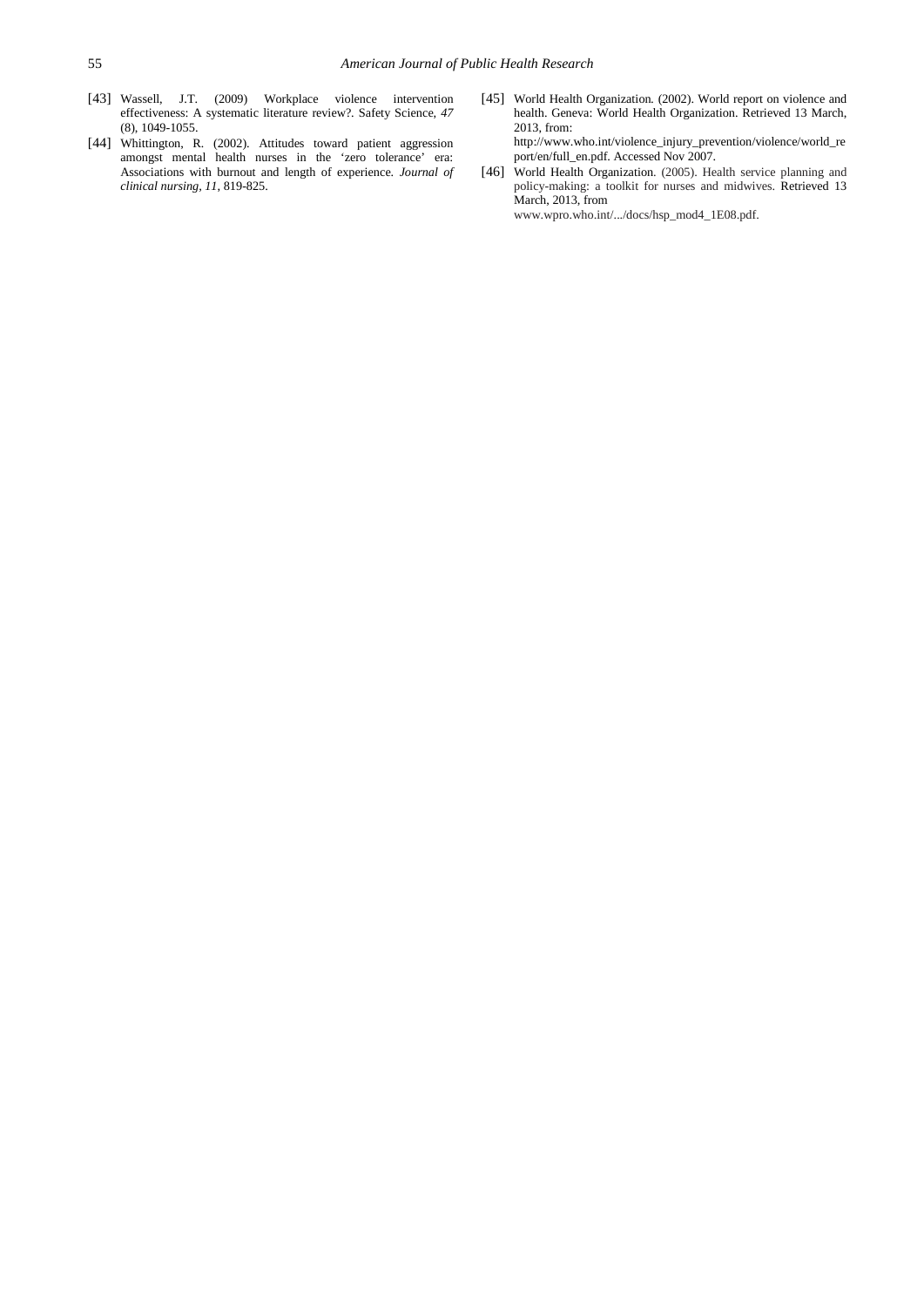[43] Wassell, J.T. (2009) Workplace violence intervention effectiveness: A systematic literature review?. Safety Science, *47* (8), 1049-1055.

[44] Whittington, R. (2002). Attitudes toward patient aggression amongst mental health nurses in the 'zero tolerance' era: Associations with burnout and length of experience. *Journal of clinical nursing*, *11*, 819-825.

[45] World Health Organization. (2002). World report on violence and health. Geneva: World Health Organization. Retrieved 13 March, 2013, from: http://www.who.int/violence_injury_prevention/violence/world_report/en/full_en.pdf. Accessed Nov 2007.

[46] World Health Organization. (2005). Health service planning and policy-making: a toolkit for nurses and midwives. Retrieved 13 March, 2013, from www.wpro.who.int/.../docs/hsp_mod4_1E08.pdf.